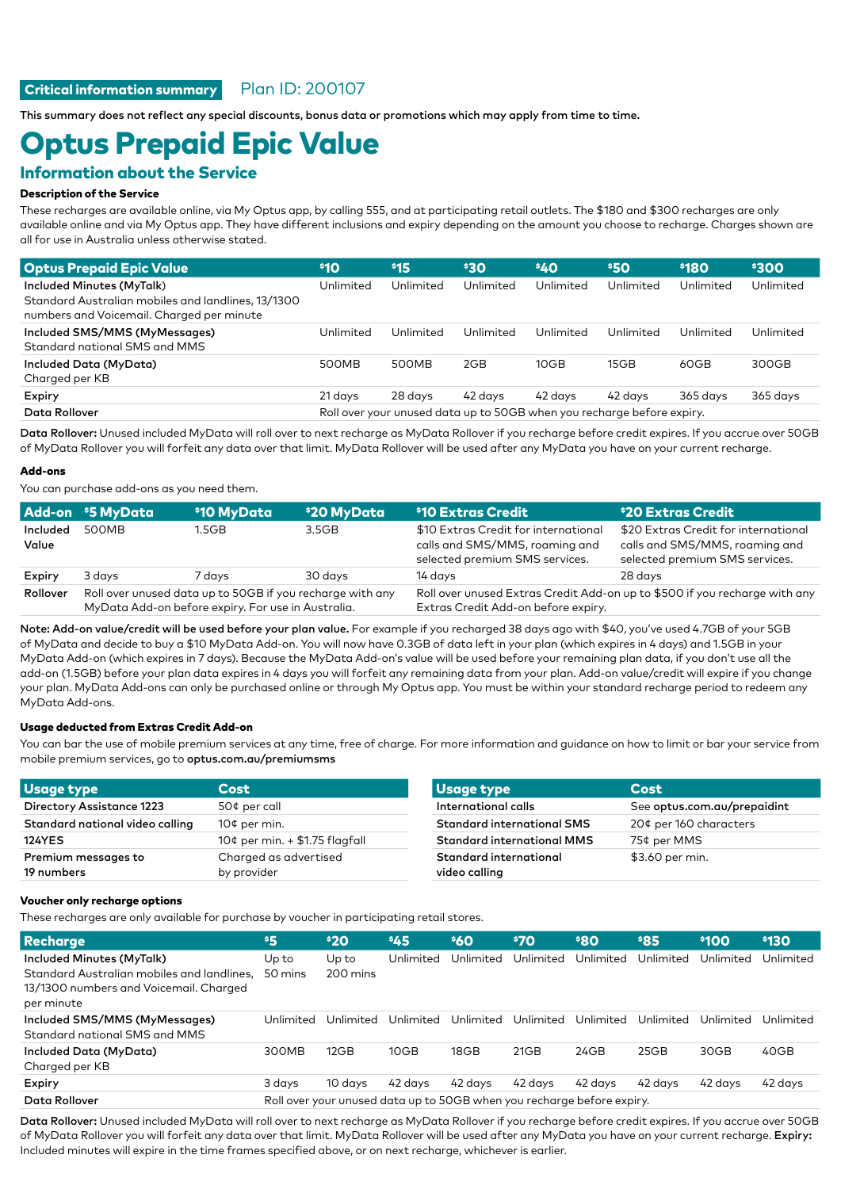**Critical information summary** Plan ID: 200107

**This summary does not reflect any special discounts, bonus data or promotions which may apply from time to time.**

# Optus Prepaid Epic Value

## Information about the Service

**Description of the Service**

These recharges are available online, via My Optus app, by calling 555, and at participating retail outlets. The $180 and $300 recharges are only available online and via My Optus app. They have different inclusions and expiry depending on the amount you choose to recharge. Charges shown are all for use in Australia unless otherwise stated.

| Optus Prepaid Epic Value | $10 | $15 | $30 | $40 | $50 | $180 | $300 |
|---|---|---|---|---|---|---|---|
| **Included Minutes (MyTalk)** Standard Australian mobiles and landlines, 13/1300 numbers and Voicemail. Charged per minute | Unlimited | Unlimited | Unlimited | Unlimited | Unlimited | Unlimited | Unlimited |
| **Included SMS/MMS (MyMessages)** Standard national SMS and MMS | Unlimited | Unlimited | Unlimited | Unlimited | Unlimited | Unlimited | Unlimited |
| **Included Data (MyData)** Charged per KB | 500MB | 500MB | 2GB | 10GB | 15GB | 60GB | 300GB |
| **Expiry** | 21 days | 28 days | 42 days | 42 days | 42 days | 365 days | 365 days |
| **Data Rollover** | Roll over your unused data up to 50GB when you recharge before expiry. | | | | | | |

**Data Rollover:** Unused included MyData will roll over to next recharge as MyData Rollover if you recharge before credit expires. If you accrue over 50GB of MyData Rollover you will forfeit any data over that limit. MyData Rollover will be used after any MyData you have on your current recharge.

**Add-ons**

You can purchase add-ons as you need them.

| Add-on | $5 MyData | $10 MyData | $20 MyData | $10 Extras Credit | $20 Extras Credit |
|---|---|---|---|---|---|
| **Included Value** | 500MB | 1.5GB | 3.5GB | $10 Extras Credit for international calls and SMS/MMS, roaming and selected premium SMS services. | $20 Extras Credit for international calls and SMS/MMS, roaming and selected premium SMS services. |
| **Expiry** | 3 days | 7 days | 30 days | 14 days | 28 days |
| **Rollover** | Roll over unused data up to 50GB if you recharge with any MyData Add-on before expiry. For use in Australia. | | | Roll over unused Extras Credit Add-on up to $500 if you recharge with any Extras Credit Add-on before expiry. | |

**Note: Add-on value/credit will be used before your plan value.** For example if you recharged 38 days ago with $40, you've used 4.7GB of your 5GB of MyData and decide to buy a $10 MyData Add-on. You will now have 0.3GB of data left in your plan (which expires in 4 days) and 1.5GB in your MyData Add-on (which expires in 7 days). Because the MyData Add-on's value will be used before your remaining plan data, if you don't use all the add-on (1.5GB) before your plan data expires in 4 days you will forfeit any remaining data from your plan. Add-on value/credit will expire if you change your plan. MyData Add-ons can only be purchased online or through My Optus app. You must be within your standard recharge period to redeem any MyData Add-ons.

**Usage deducted from Extras Credit Add-on**

You can bar the use of mobile premium services at any time, free of charge. For more information and guidance on how to limit or bar your service from mobile premium services, go to **optus.com.au/premiumsms**

| Usage type | Cost |
|---|---|
| **Directory Assistance 1223** | 50¢ per call |
| **Standard national video calling** | 10¢ per min. |
| **124YES** | 10¢ per min. + $1.75 flagfall |
| **Premium messages to 19 numbers** | Charged as advertised by provider |

| Usage type | Cost |
|---|---|
| **International calls** | See **optus.com.au/prepaidint** |
| **Standard international SMS** | 20¢ per 160 characters |
| **Standard international MMS** | 75¢ per MMS |
| **Standard international video calling** | $3.60 per min. |

**Voucher only recharge options**

These recharges are only available for purchase by voucher in participating retail stores.

| Recharge | $5 | $20 | $45 | $60 | $70 | $80 | $85 | $100 | $130 |
|---|---|---|---|---|---|---|---|---|---|
| **Included Minutes (MyTalk)** Standard Australian mobiles and landlines, 13/1300 numbers and Voicemail. Charged per minute | Up to 50 mins | Up to 200 mins | Unlimited | Unlimited | Unlimited | Unlimited | Unlimited | Unlimited | Unlimited |
| **Included SMS/MMS (MyMessages)** Standard national SMS and MMS | Unlimited | Unlimited | Unlimited | Unlimited | Unlimited | Unlimited | Unlimited | Unlimited | Unlimited |
| **Included Data (MyData)** Charged per KB | 300MB | 12GB | 10GB | 18GB | 21GB | 24GB | 25GB | 30GB | 40GB |
| **Expiry** | 3 days | 10 days | 42 days | 42 days | 42 days | 42 days | 42 days | 42 days | 42 days |
| **Data Rollover** | Roll over your unused data up to 50GB when you recharge before expiry. | | | | | | | | |

**Data Rollover:** Unused included MyData will roll over to next recharge as MyData Rollover if you recharge before credit expires. If you accrue over 50GB of MyData Rollover you will forfeit any data over that limit. MyData Rollover will be used after any MyData you have on your current recharge. **Expiry:** Included minutes will expire in the time frames specified above, or on next recharge, whichever is earlier.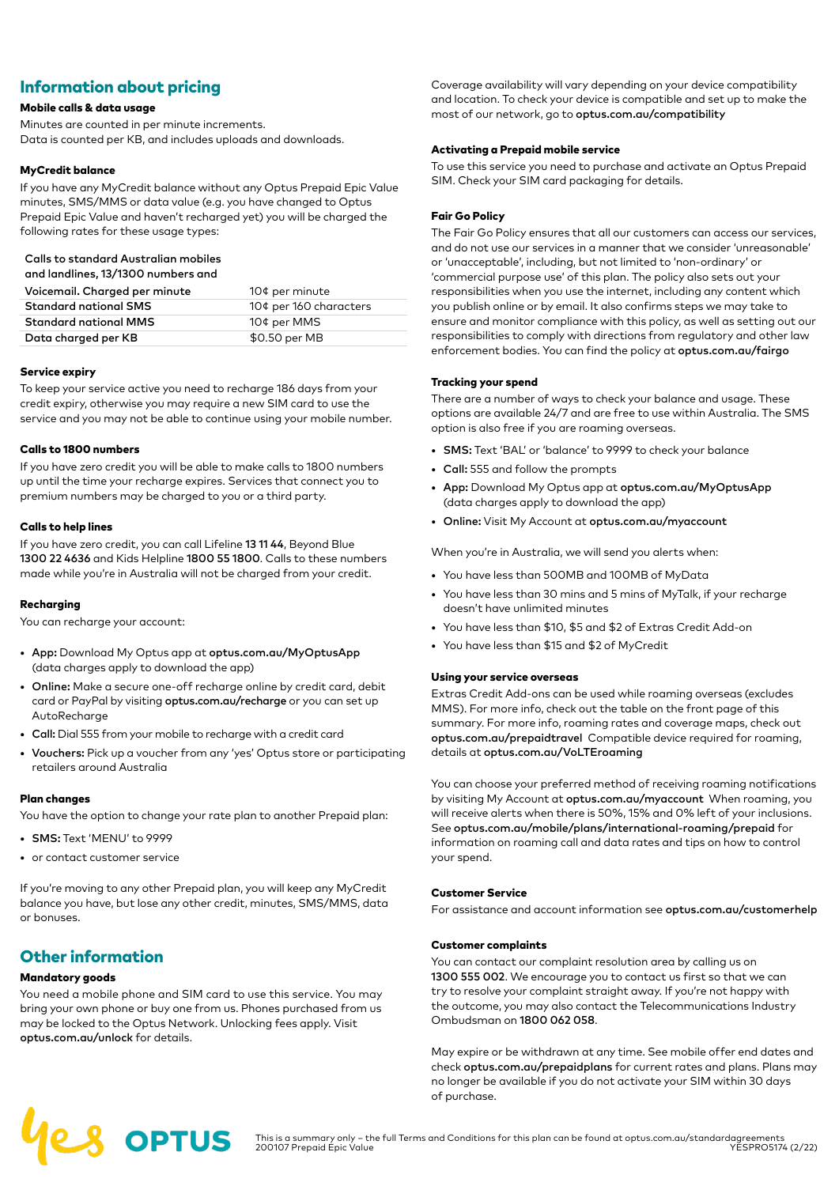## Information about pricing

### Mobile calls & data usage

Minutes are counted in per minute increments.
Data is counted per KB, and includes uploads and downloads.

### MyCredit balance

If you have any MyCredit balance without any Optus Prepaid Epic Value minutes, SMS/MMS or data value (e.g. you have changed to Optus Prepaid Epic Value and haven't recharged yet) you will be charged the following rates for these usage types:

| | |
|---|---|
| Calls to standard Australian mobiles and landlines, 13/1300 numbers and Voicemail. Charged per minute | 10¢ per minute |
| Standard national SMS | 10¢ per 160 characters |
| Standard national MMS | 10¢ per MMS |
| Data charged per KB | $0.50 per MB |

### Service expiry

To keep your service active you need to recharge 186 days from your credit expiry, otherwise you may require a new SIM card to use the service and you may not be able to continue using your mobile number.

### Calls to 1800 numbers

If you have zero credit you will be able to make calls to 1800 numbers up until the time your recharge expires. Services that connect you to premium numbers may be charged to you or a third party.

### Calls to help lines

If you have zero credit, you can call Lifeline **13 11 44**, Beyond Blue **1300 22 4636** and Kids Helpline **1800 55 1800**. Calls to these numbers made while you're in Australia will not be charged from your credit.

### Recharging

You can recharge your account:

- **App:** Download My Optus app at **optus.com.au/MyOptusApp** (data charges apply to download the app)
- **Online:** Make a secure one-off recharge online by credit card, debit card or PayPal by visiting **optus.com.au/recharge** or you can set up AutoRecharge
- **Call:** Dial 555 from your mobile to recharge with a credit card
- **Vouchers:** Pick up a voucher from any 'yes' Optus store or participating retailers around Australia

### Plan changes

You have the option to change your rate plan to another Prepaid plan:

- **SMS:** Text 'MENU' to 9999
- or contact customer service

If you're moving to any other Prepaid plan, you will keep any MyCredit balance you have, but lose any other credit, minutes, SMS/MMS, data or bonuses.

## Other information

### Mandatory goods

You need a mobile phone and SIM card to use this service. You may bring your own phone or buy one from us. Phones purchased from us may be locked to the Optus Network. Unlocking fees apply. Visit **optus.com.au/unlock** for details.

Coverage availability will vary depending on your device compatibility and location. To check your device is compatible and set up to make the most of our network, go to **optus.com.au/compatibility**

### Activating a Prepaid mobile service

To use this service you need to purchase and activate an Optus Prepaid SIM. Check your SIM card packaging for details.

### Fair Go Policy

The Fair Go Policy ensures that all our customers can access our services, and do not use our services in a manner that we consider 'unreasonable' or 'unacceptable', including, but not limited to 'non-ordinary' or 'commercial purpose use' of this plan. The policy also sets out your responsibilities when you use the internet, including any content which you publish online or by email. It also confirms steps we may take to ensure and monitor compliance with this policy, as well as setting out our responsibilities to comply with directions from regulatory and other law enforcement bodies. You can find the policy at **optus.com.au/fairgo**

### Tracking your spend

There are a number of ways to check your balance and usage. These options are available 24/7 and are free to use within Australia. The SMS option is also free if you are roaming overseas.

- **SMS:** Text 'BAL' or 'balance' to 9999 to check your balance
- **Call:** 555 and follow the prompts
- **App:** Download My Optus app at **optus.com.au/MyOptusApp** (data charges apply to download the app)
- **Online:** Visit My Account at **optus.com.au/myaccount**

When you're in Australia, we will send you alerts when:

- You have less than 500MB and 100MB of MyData
- You have less than 30 mins and 5 mins of MyTalk, if your recharge doesn't have unlimited minutes
- You have less than $10, $5 and $2 of Extras Credit Add-on
- You have less than $15 and $2 of MyCredit

### Using your service overseas

Extras Credit Add-ons can be used while roaming overseas (excludes MMS). For more info, check out the table on the front page of this summary. For more info, roaming rates and coverage maps, check out **optus.com.au/prepaidtravel** Compatible device required for roaming, details at **optus.com.au/VoLTEroaming**

You can choose your preferred method of receiving roaming notifications by visiting My Account at **optus.com.au/myaccount** When roaming, you will receive alerts when there is 50%, 15% and 0% left of your inclusions. See **optus.com.au/mobile/plans/international-roaming/prepaid** for information on roaming call and data rates and tips on how to control your spend.

### Customer Service

For assistance and account information see **optus.com.au/customerhelp**

### Customer complaints

You can contact our complaint resolution area by calling us on **1300 555 002**. We encourage you to contact us first so that we can try to resolve your complaint straight away. If you're not happy with the outcome, you may also contact the Telecommunications Industry Ombudsman on **1800 062 058**.

May expire or be withdrawn at any time. See mobile offer end dates and check **optus.com.au/prepaidplans** for current rates and plans. Plans may no longer be available if you do not activate your SIM within 30 days of purchase.

This is a summary only – the full Terms and Conditions for this plan can be found at optus.com.au/standardagreements
200107 Prepaid Epic Value
YESPRO5174 (2/22)